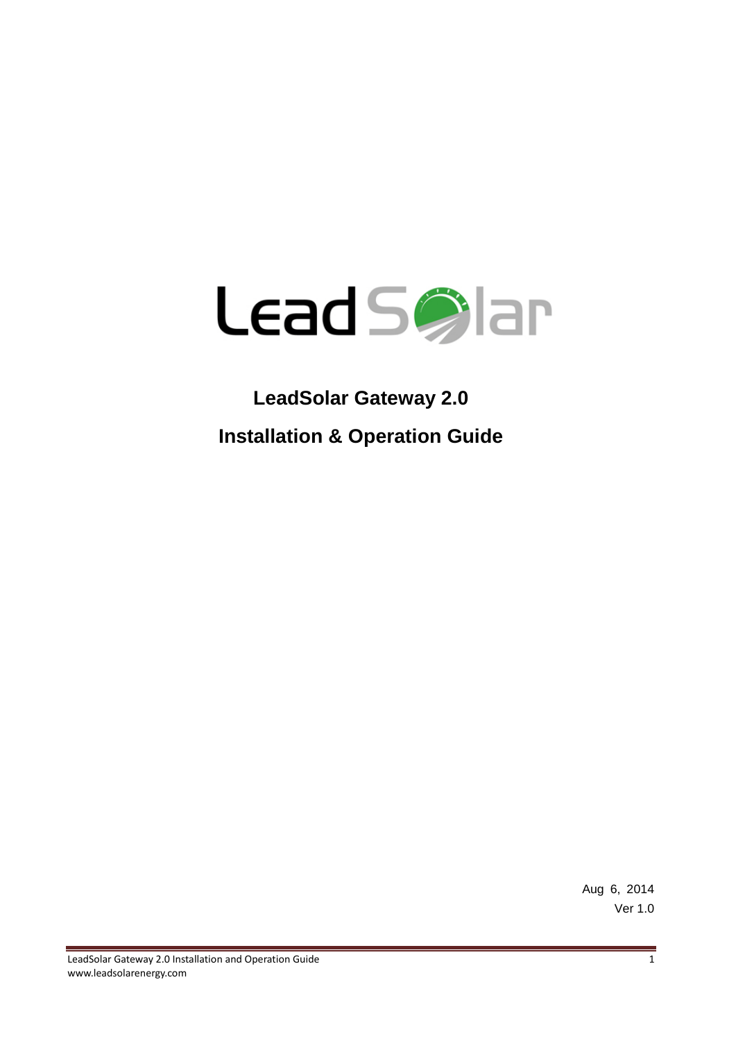LeadSolar

# LeadSolar Gateway 2.0

# Installation & Operation Guide

Aug 6, 2014

Ver 1.0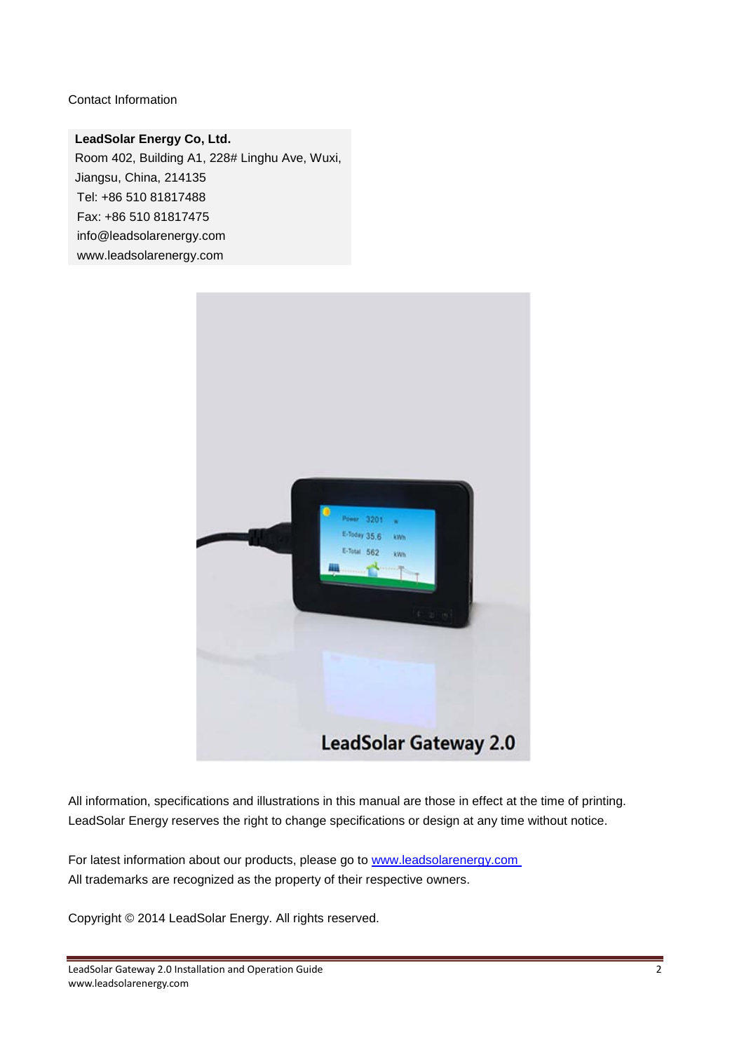Contact Information

**LeadSolar Energy Co, Ltd.**
Room 402, Building A1, 228# Linghu Ave, Wuxi, Jiangsu, China, 214135
Tel: +86 510 81817488
Fax: +86 510 81817475
info@leadsolarenergy.com
www.leadsolarenergy.com

LeadSolar Gateway 2.0

All information, specifications and illustrations in this manual are those in effect at the time of printing. LeadSolar Energy reserves the right to change specifications or design at any time without notice.

For latest information about our products, please go to www.leadsolarenergy.com
All trademarks are recognized as the property of their respective owners.

Copyright © 2014 LeadSolar Energy. All rights reserved.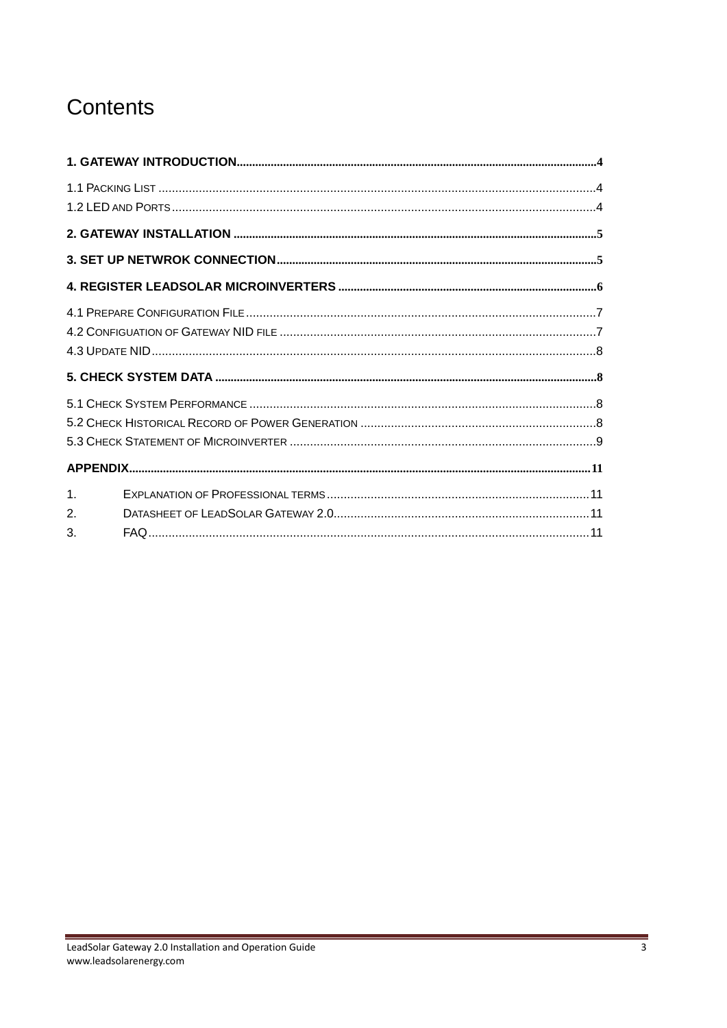# Contents

**1. GATEWAY INTRODUCTION** .......... 4

1.1 PACKING LIST .......... 4

1.2 LED AND PORTS .......... 4

**2. GATEWAY INSTALLATION** .......... 5

**3. SET UP NETWROK CONNECTION** .......... 5

**4. REGISTER LEADSOLAR MICROINVERTERS** .......... 6

4.1 PREPARE CONFIGURATION FILE .......... 7

4.2 CONFIGUATION OF GATEWAY NID FILE .......... 7

4.3 UPDATE NID .......... 8

**5. CHECK SYSTEM DATA** .......... 8

5.1 CHECK SYSTEM PERFORMANCE .......... 8

5.2 CHECK HISTORICAL RECORD OF POWER GENERATION .......... 8

5.3 CHECK STATEMENT OF MICROINVERTER .......... 9

**APPENDIX** .......... 11

1. EXPLANATION OF PROFESSIONAL TERMS .......... 11
2. DATASHEET OF LEADSOLAR GATEWAY 2.0 .......... 11
3. FAQ .......... 11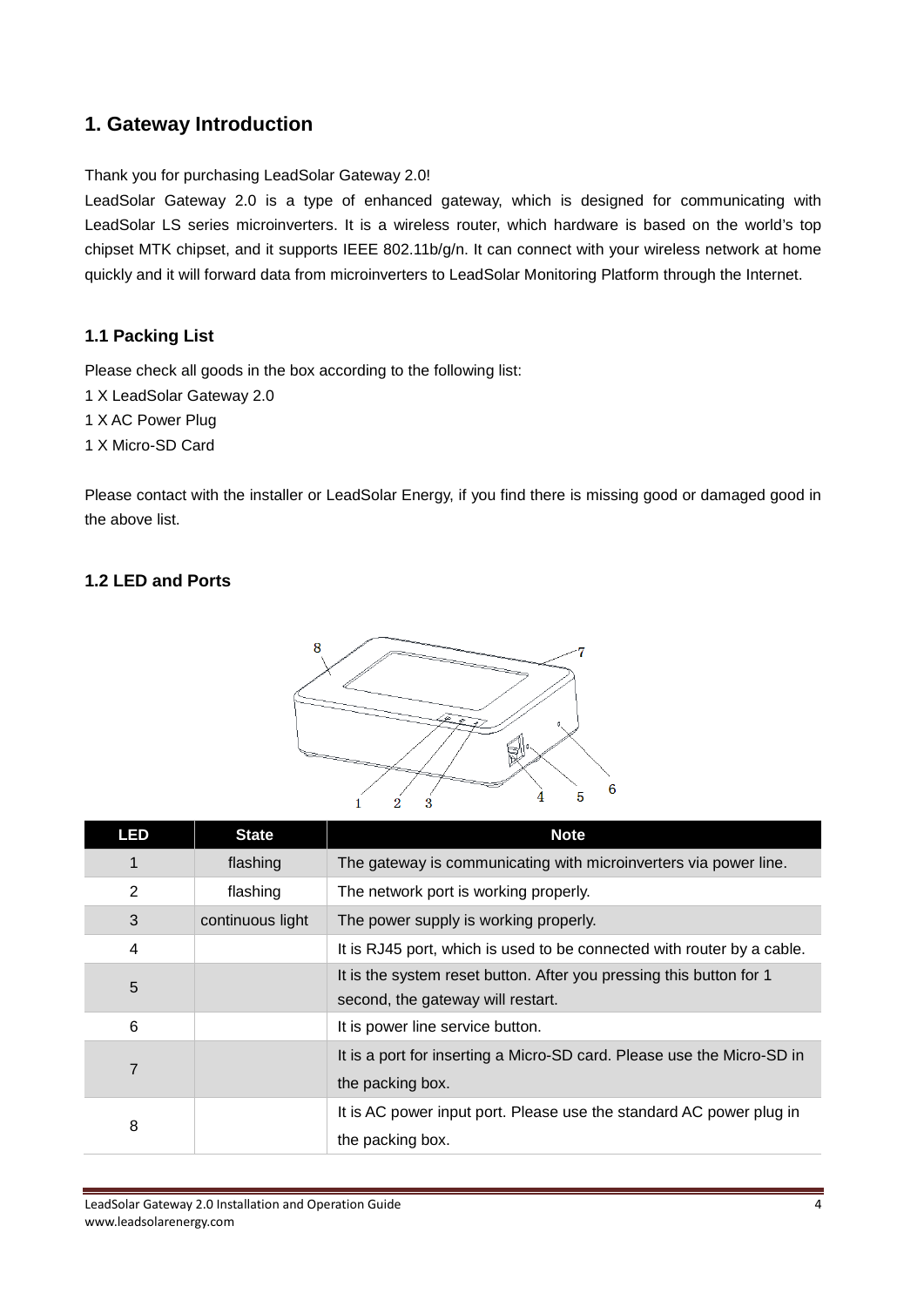# 1. Gateway Introduction

Thank you for purchasing LeadSolar Gateway 2.0!

LeadSolar Gateway 2.0 is a type of enhanced gateway, which is designed for communicating with LeadSolar LS series microinverters. It is a wireless router, which hardware is based on the world's top chipset MTK chipset, and it supports IEEE 802.11b/g/n. It can connect with your wireless network at home quickly and it will forward data from microinverters to LeadSolar Monitoring Platform through the Internet.

## 1.1 Packing List

Please check all goods in the box according to the following list:

1 X LeadSolar Gateway 2.0
1 X AC Power Plug
1 X Micro-SD Card

Please contact with the installer or LeadSolar Energy, if you find there is missing good or damaged good in the above list.

## 1.2 LED and Ports

| LED | State | Note |
|---|---|---|
| 1 | flashing | The gateway is communicating with microinverters via power line. |
| 2 | flashing | The network port is working properly. |
| 3 | continuous light | The power supply is working properly. |
| 4 | | It is RJ45 port, which is used to be connected with router by a cable. |
| 5 | | It is the system reset button. After you pressing this button for 1 second, the gateway will restart. |
| 6 | | It is power line service button. |
| 7 | | It is a port for inserting a Micro-SD card. Please use the Micro-SD in the packing box. |
| 8 | | It is AC power input port. Please use the standard AC power plug in the packing box. |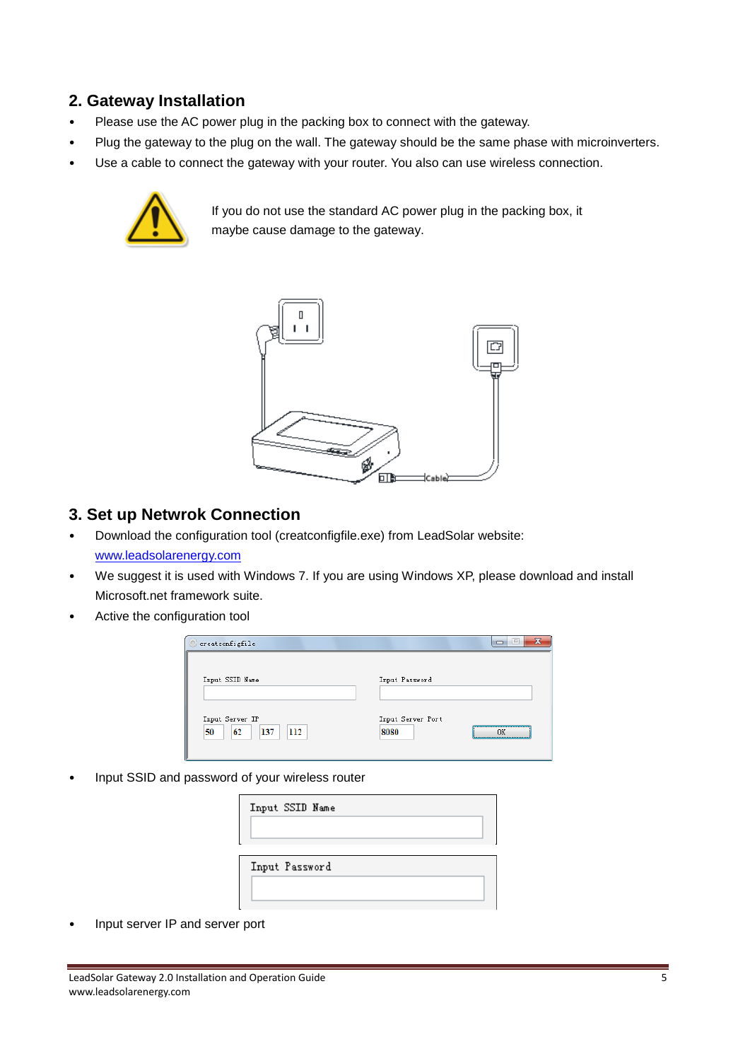## 2. Gateway Installation

- Please use the AC power plug in the packing box to connect with the gateway.
- Plug the gateway to the plug on the wall. The gateway should be the same phase with microinverters.
- Use a cable to connect the gateway with your router. You also can use wireless connection.

If you do not use the standard AC power plug in the packing box, it maybe cause damage to the gateway.

## 3. Set up Netwrok Connection

- Download the configuration tool (creatconfigfile.exe) from LeadSolar website: [www.leadsolarenergy.com](www.leadsolarenergy.com)
- We suggest it is used with Windows 7. If you are using Windows XP, please download and install Microsoft.net framework suite.
- Active the configuration tool
- Input SSID and password of your wireless router
- Input server IP and server port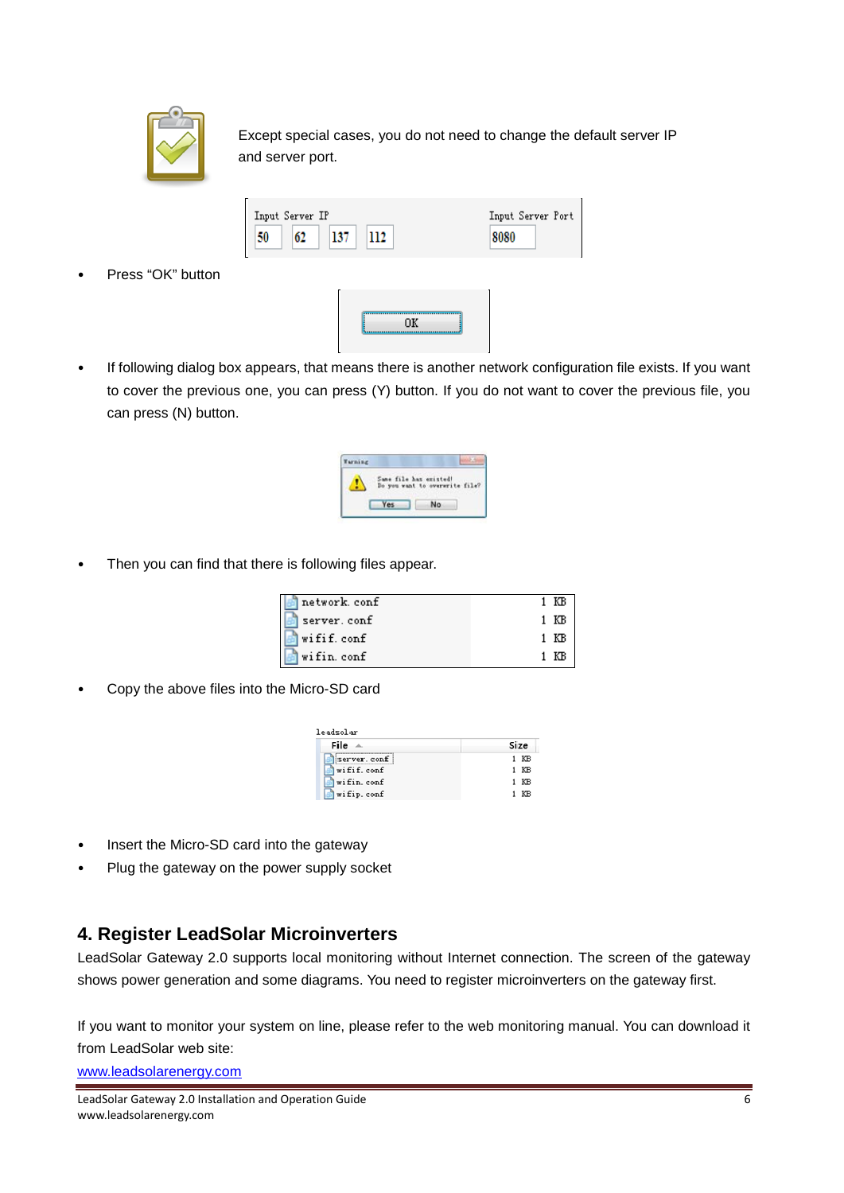Except special cases, you do not need to change the default server IP and server port.

- Press “OK” button
- If following dialog box appears, that means there is another network configuration file exists. If you want to cover the previous one, you can press (Y) button. If you do not want to cover the previous file, you can press (N) button.
- Then you can find that there is following files appear.
- Copy the above files into the Micro-SD card
- Insert the Micro-SD card into the gateway
- Plug the gateway on the power supply socket

## 4. Register LeadSolar Microinverters

LeadSolar Gateway 2.0 supports local monitoring without Internet connection. The screen of the gateway shows power generation and some diagrams. You need to register microinverters on the gateway first.

If you want to monitor your system on line, please refer to the web monitoring manual. You can download it from LeadSolar web site:

[www.leadsolarenergy.com](http://www.leadsolarenergy.com)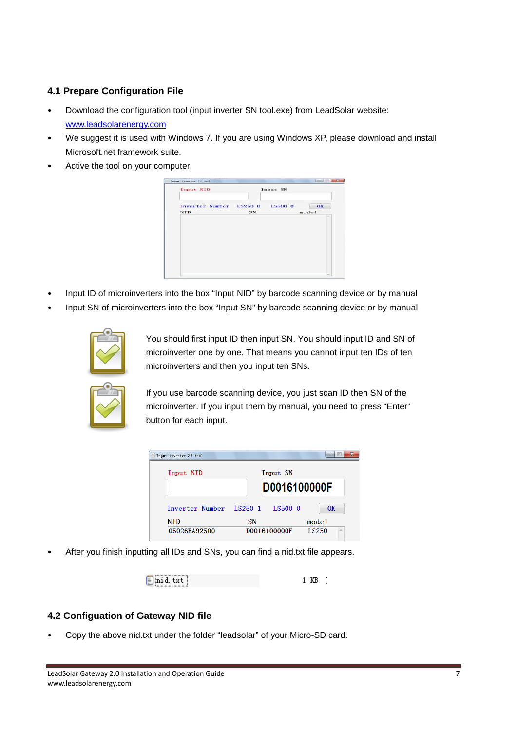### 4.1 Prepare Configuration File

- Download the configuration tool (input inverter SN tool.exe) from LeadSolar website: www.leadsolarenergy.com
- We suggest it is used with Windows 7. If you are using Windows XP, please download and install Microsoft.net framework suite.
- Active the tool on your computer

- Input ID of microinverters into the box "Input NID" by barcode scanning device or by manual
- Input SN of microinverters into the box "Input SN" by barcode scanning device or by manual

You should first input ID then input SN. You should input ID and SN of microinverter one by one. That means you cannot input ten IDs of ten microinverters and then you input ten SNs.

If you use barcode scanning device, you just scan ID then SN of the microinverter. If you input them by manual, you need to press "Enter" button for each input.

- After you finish inputting all IDs and SNs, you can find a nid.txt file appears.

### 4.2 Configuation of Gateway NID file

- Copy the above nid.txt under the folder "leadsolar" of your Micro-SD card.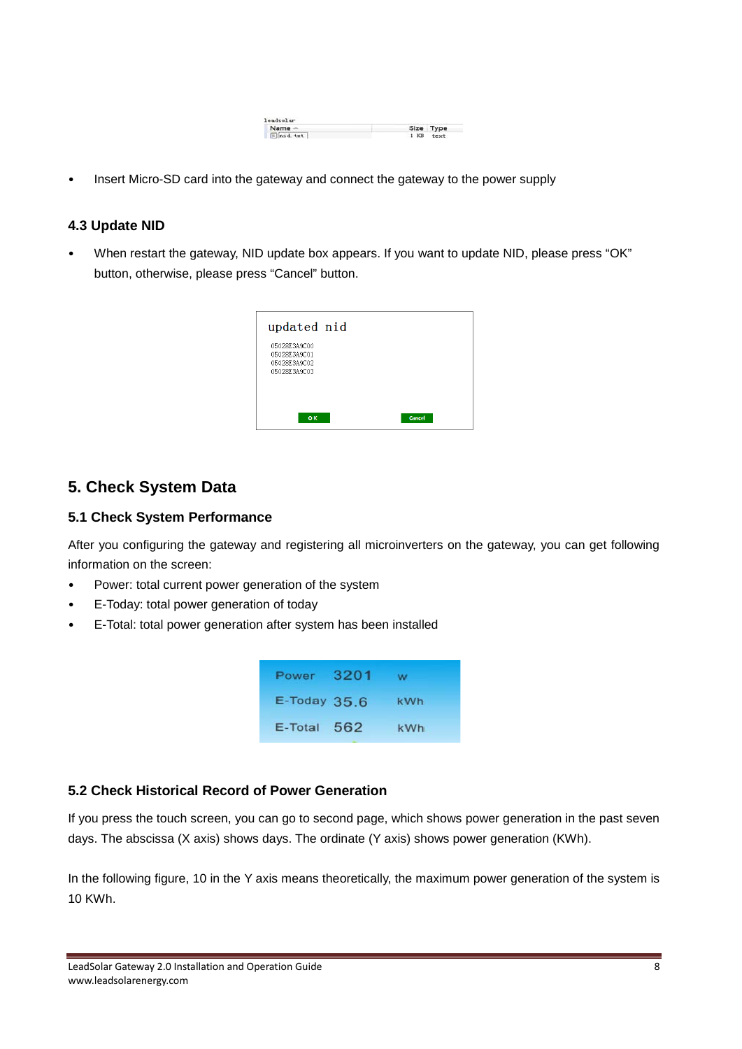- Insert Micro-SD card into the gateway and connect the gateway to the power supply

### 4.3 Update NID

- When restart the gateway, NID update box appears. If you want to update NID, please press "OK" button, otherwise, please press "Cancel" button.

## 5. Check System Data

### 5.1 Check System Performance

After you configuring the gateway and registering all microinverters on the gateway, you can get following information on the screen:

- Power: total current power generation of the system
- E-Today: total power generation of today
- E-Total: total power generation after system has been installed

### 5.2 Check Historical Record of Power Generation

If you press the touch screen, you can go to second page, which shows power generation in the past seven days. The abscissa (X axis) shows days. The ordinate (Y axis) shows power generation (KWh).

In the following figure, 10 in the Y axis means theoretically, the maximum power generation of the system is 10 KWh.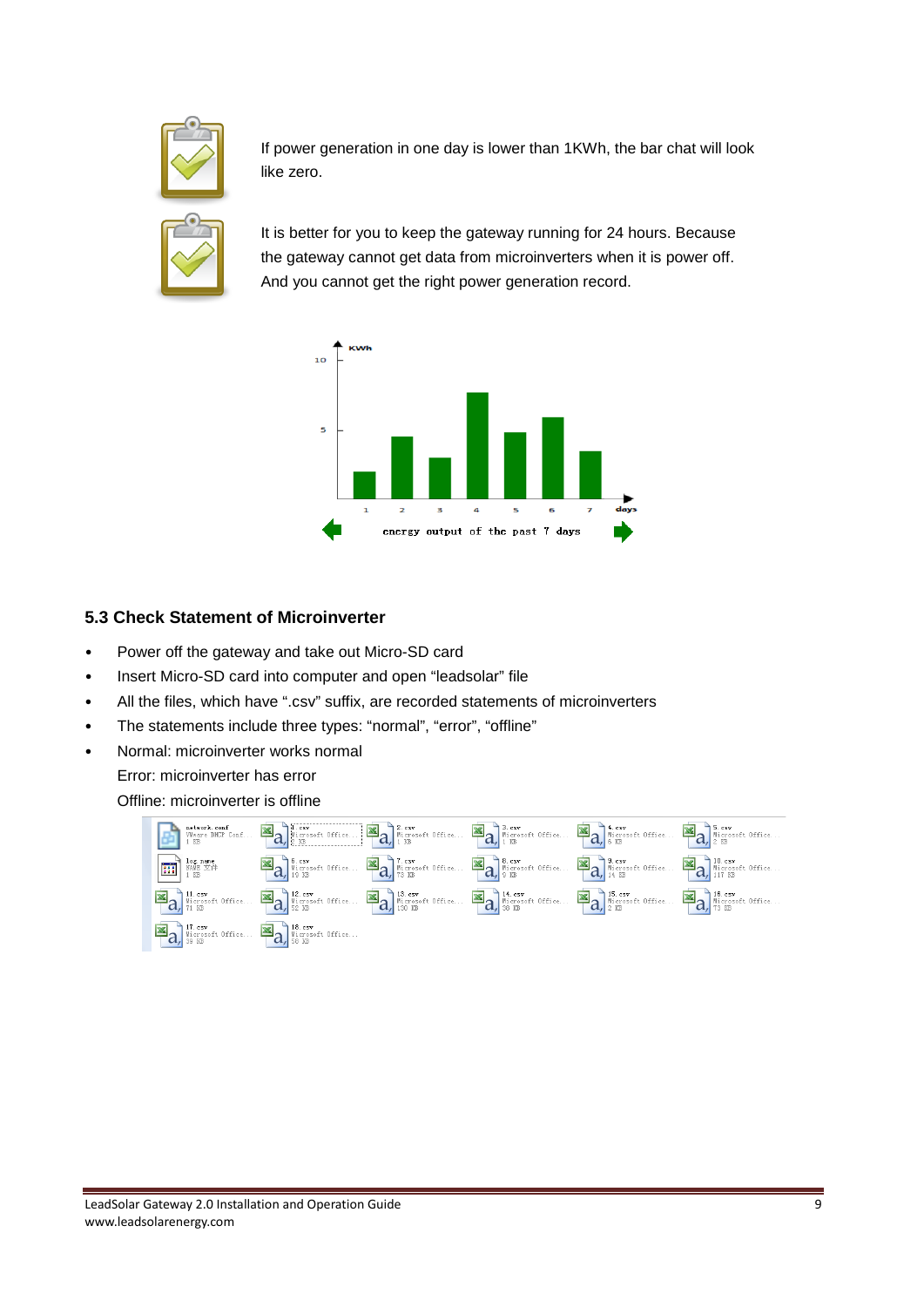If power generation in one day is lower than 1KWh, the bar chat will look like zero.

It is better for you to keep the gateway running for 24 hours. Because the gateway cannot get data from microinverters when it is power off. And you cannot get the right power generation record.

### 5.3 Check Statement of Microinverter

- Power off the gateway and take out Micro-SD card
- Insert Micro-SD card into computer and open "leadsolar" file
- All the files, which have ".csv" suffix, are recorded statements of microinverters
- The statements include three types: "normal", "error", "offline"
- Normal: microinverter works normal
  
  Error: microinverter has error
  
  Offline: microinverter is offline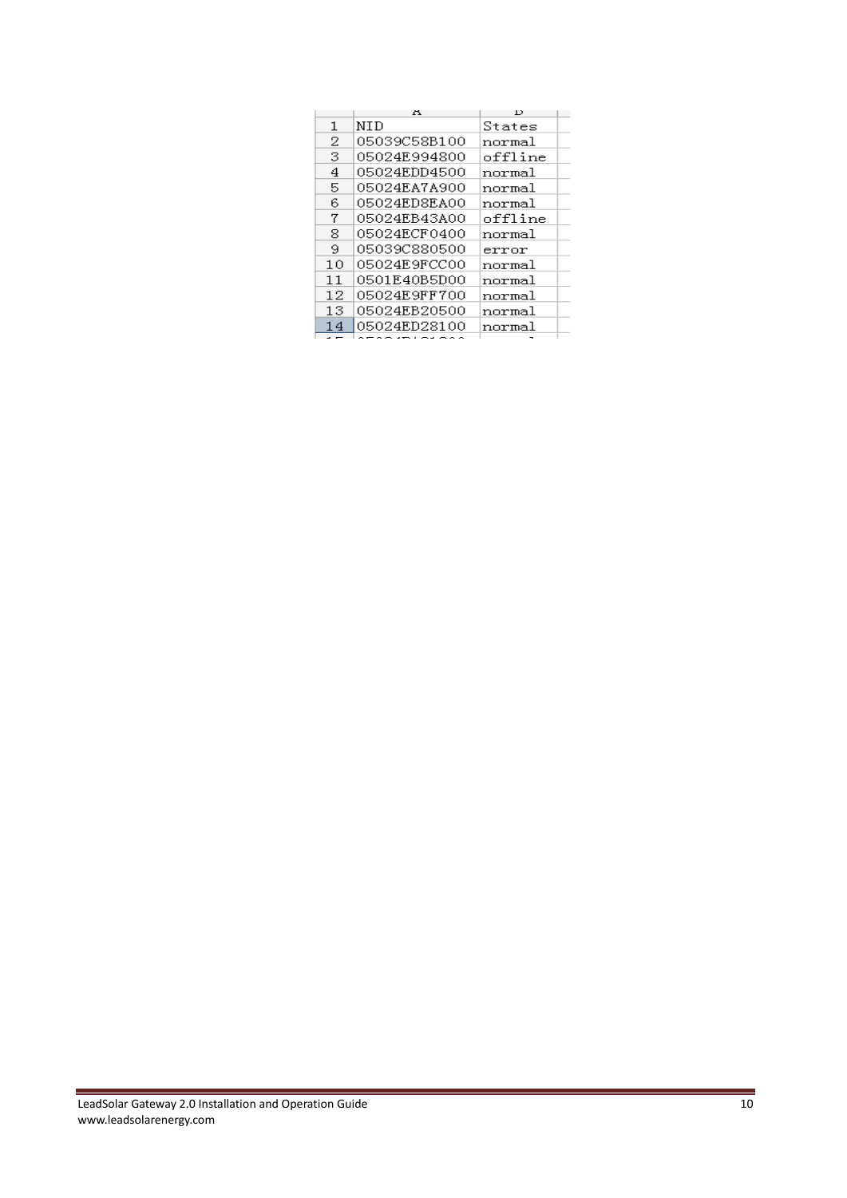| | A | B |
|---|---|---|
| 1 | NID | States |
| 2 | 05039C58B100 | normal |
| 3 | 05024E994800 | offline |
| 4 | 05024EDD4500 | normal |
| 5 | 05024EA7A900 | normal |
| 6 | 05024ED8EA00 | normal |
| 7 | 05024EB43A00 | offline |
| 8 | 05024ECF0400 | normal |
| 9 | 05039C880500 | error |
| 10 | 05024E9FCC00 | normal |
| 11 | 0501E40B5D00 | normal |
| 12 | 05024E9FF700 | normal |
| 13 | 05024EB20500 | normal |
| 14 | 05024ED28100 | normal |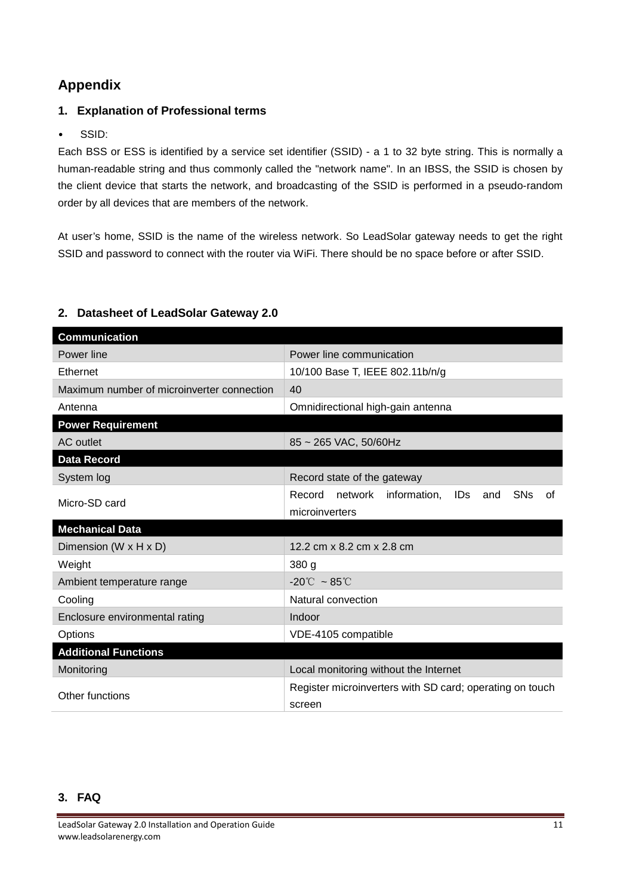## Appendix

### 1. Explanation of Professional terms

- SSID:

Each BSS or ESS is identified by a service set identifier (SSID) - a 1 to 32 byte string. This is normally a human-readable string and thus commonly called the "network name". In an IBSS, the SSID is chosen by the client device that starts the network, and broadcasting of the SSID is performed in a pseudo-random order by all devices that are members of the network.

At user's home, SSID is the name of the wireless network. So LeadSolar gateway needs to get the right SSID and password to connect with the router via WiFi. There should be no space before or after SSID.

### 2. Datasheet of LeadSolar Gateway 2.0

| **Communication** | |
|---|---|
| Power line | Power line communication |
| Ethernet | 10/100 Base T, IEEE 802.11b/n/g |
| Maximum number of microinverter connection | 40 |
| Antenna | Omnidirectional high-gain antenna |
| **Power Requirement** | |
| AC outlet | 85 ~ 265 VAC, 50/60Hz |
| **Data Record** | |
| System log | Record state of the gateway |
| Micro-SD card | Record network information, IDs and SNs of microinverters |
| **Mechanical Data** | |
| Dimension (W x H x D) | 12.2 cm x 8.2 cm x 2.8 cm |
| Weight | 380 g |
| Ambient temperature range | -20℃ ~ 85℃ |
| Cooling | Natural convection |
| Enclosure environmental rating | Indoor |
| Options | VDE-4105 compatible |
| **Additional Functions** | |
| Monitoring | Local monitoring without the Internet |
| Other functions | Register microinverters with SD card; operating on touch screen |

### 3. FAQ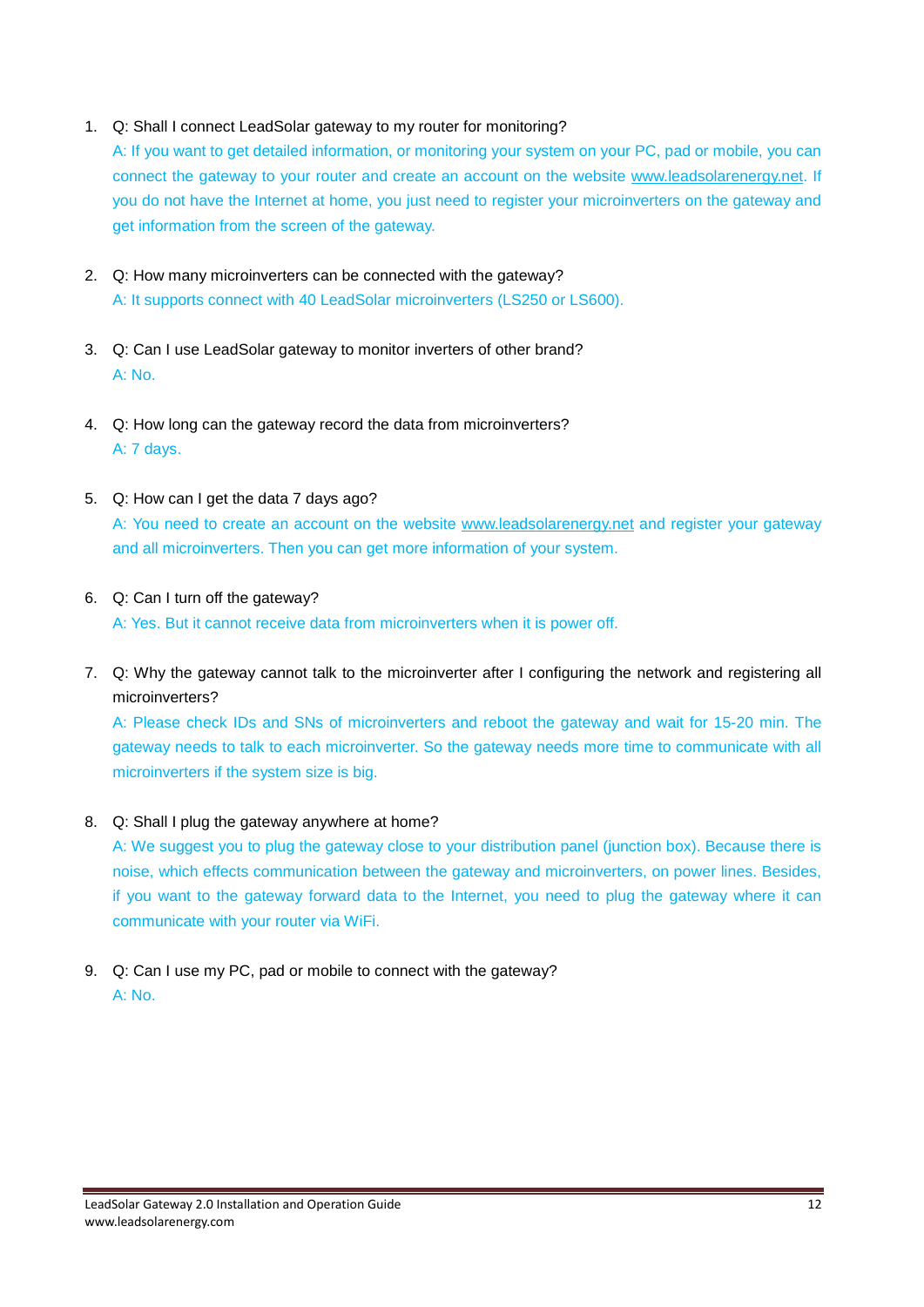1. Q: Shall I connect LeadSolar gateway to my router for monitoring?
   A: If you want to get detailed information, or monitoring your system on your PC, pad or mobile, you can connect the gateway to your router and create an account on the website www.leadsolarenergy.net. If you do not have the Internet at home, you just need to register your microinverters on the gateway and get information from the screen of the gateway.

2. Q: How many microinverters can be connected with the gateway?
   A: It supports connect with 40 LeadSolar microinverters (LS250 or LS600).

3. Q: Can I use LeadSolar gateway to monitor inverters of other brand?
   A: No.

4. Q: How long can the gateway record the data from microinverters?
   A: 7 days.

5. Q: How can I get the data 7 days ago?
   A: You need to create an account on the website www.leadsolarenergy.net and register your gateway and all microinverters. Then you can get more information of your system.

6. Q: Can I turn off the gateway?
   A: Yes. But it cannot receive data from microinverters when it is power off.

7. Q: Why the gateway cannot talk to the microinverter after I configuring the network and registering all microinverters?
   A: Please check IDs and SNs of microinverters and reboot the gateway and wait for 15-20 min. The gateway needs to talk to each microinverter. So the gateway needs more time to communicate with all microinverters if the system size is big.

8. Q: Shall I plug the gateway anywhere at home?
   A: We suggest you to plug the gateway close to your distribution panel (junction box). Because there is noise, which effects communication between the gateway and microinverters, on power lines. Besides, if you want to the gateway forward data to the Internet, you need to plug the gateway where it can communicate with your router via WiFi.

9. Q: Can I use my PC, pad or mobile to connect with the gateway?
   A: No.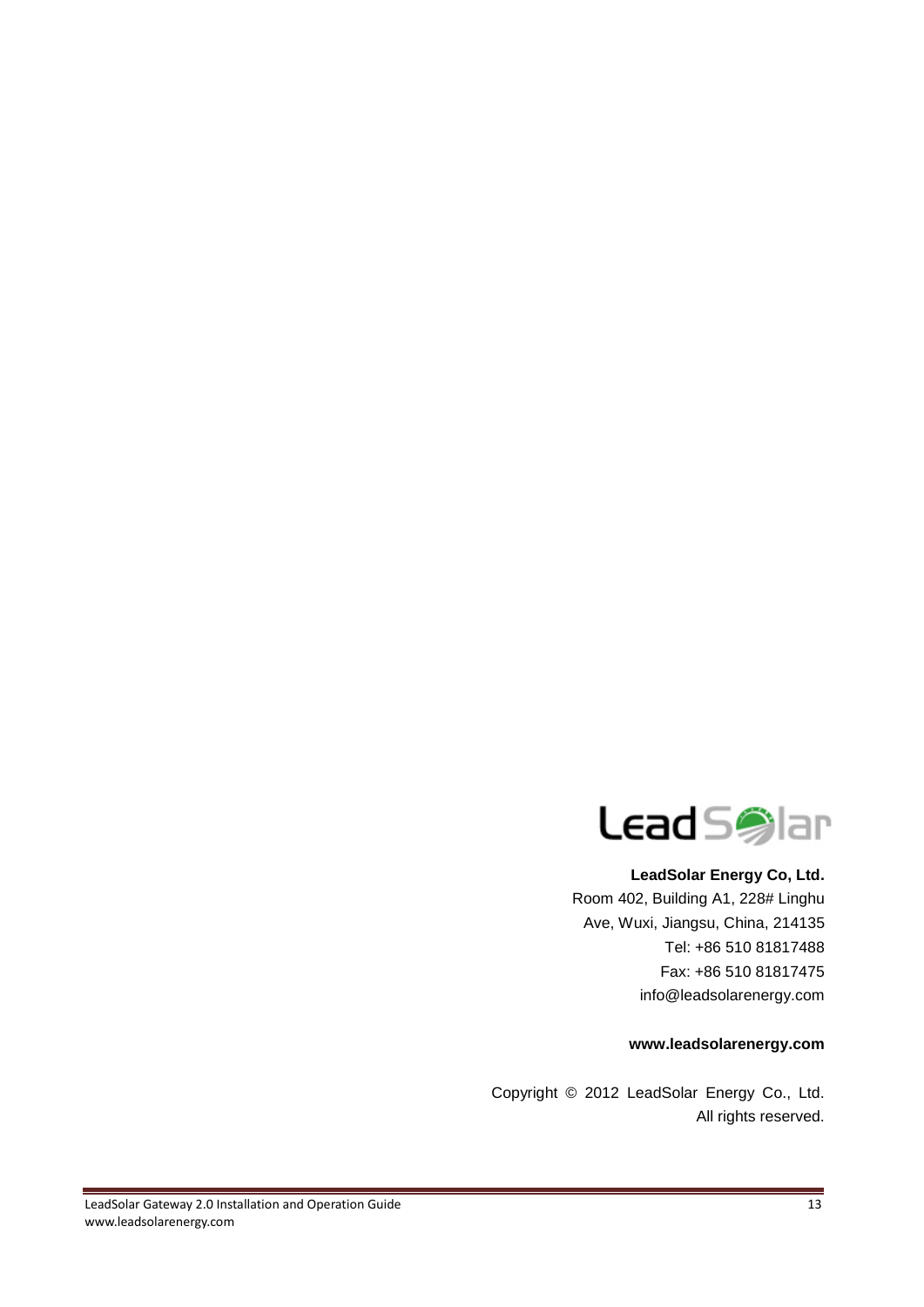**LeadSolar Energy Co, Ltd.**

Room 402, Building A1, 228# Linghu

Ave, Wuxi, Jiangsu, China, 214135

Tel: +86 510 81817488

Fax: +86 510 81817475

info@leadsolarenergy.com

**www.leadsolarenergy.com**

Copyright © 2012 LeadSolar Energy Co., Ltd.

All rights reserved.